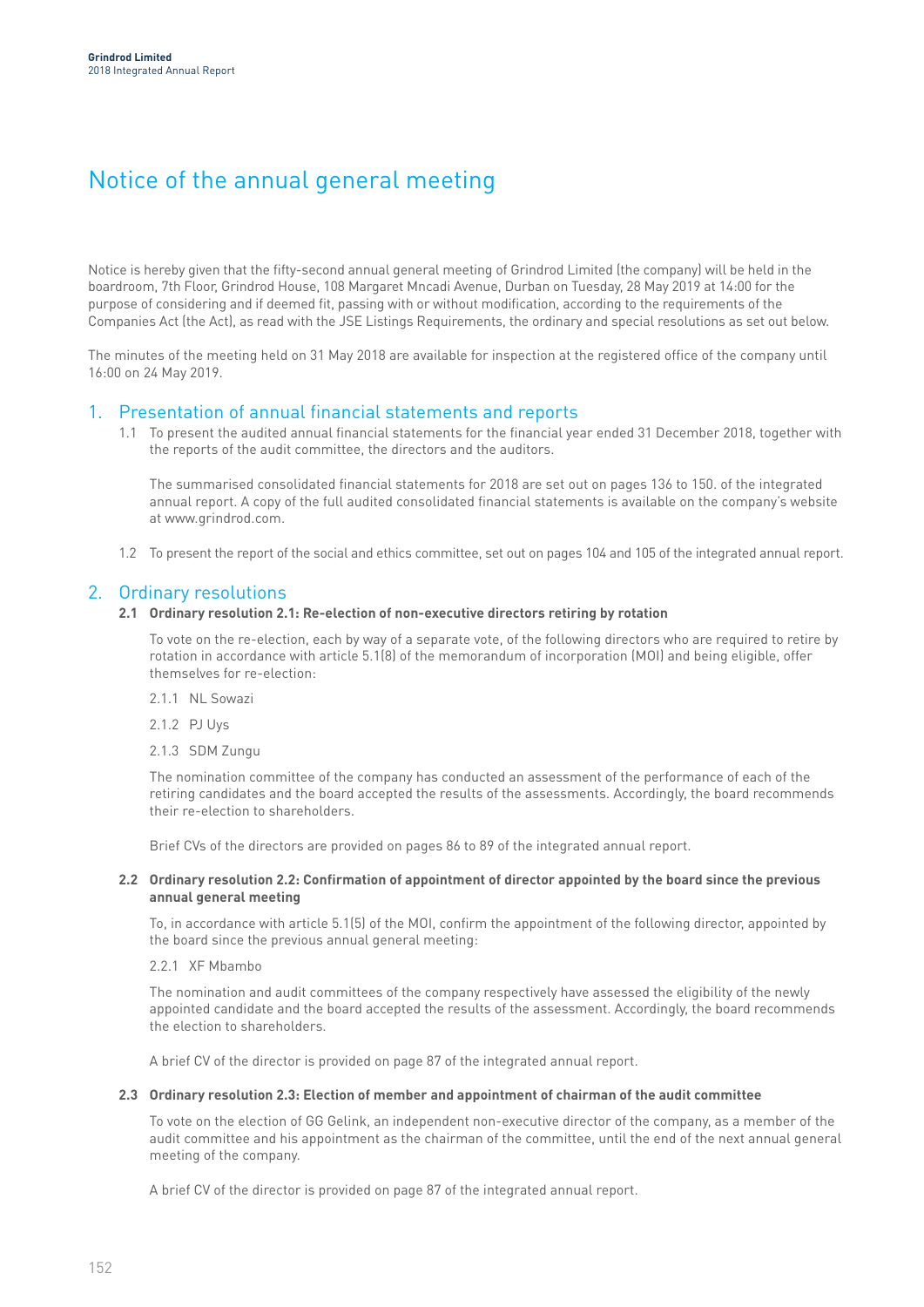# Notice of the annual general meeting

Notice is hereby given that the fifty-second annual general meeting of Grindrod Limited (the company) will be held in the boardroom, 7th Floor, Grindrod House, 108 Margaret Mncadi Avenue, Durban on Tuesday, 28 May 2019 at 14:00 for the purpose of considering and if deemed fit, passing with or without modification, according to the requirements of the Companies Act (the Act), as read with the JSE Listings Requirements, the ordinary and special resolutions as set out below.

The minutes of the meeting held on 31 May 2018 are available for inspection at the registered office of the company until 16:00 on 24 May 2019.

## 1. Presentation of annual financial statements and reports

1.1 To present the audited annual financial statements for the financial year ended 31 December 2018, together with the reports of the audit committee, the directors and the auditors.

The summarised consolidated financial statements for 2018 are set out on pages 136 to 150. of the integrated annual report. A copy of the full audited consolidated financial statements is available on the company's website at www.grindrod.com.

1.2 To present the report of the social and ethics committee, set out on pages 104 and 105 of the integrated annual report.

## 2. Ordinary resolutions

### 2.1 Ordinary resolution 2.1: Re-election of non-executive directors retiring by rotation

To vote on the re-election, each by way of a separate vote, of the following directors who are required to retire by rotation in accordance with article 5.1(8) of the memorandum of incorporation (MOI) and being eligible, offer themselves for re-election:

2.1.1 NL Sowazi

2.1.2 PJ Uys

2.1.3 SDM Zungu

The nomination committee of the company has conducted an assessment of the performance of each of the retiring candidates and the board accepted the results of the assessments. Accordingly, the board recommends their re-election to shareholders.

Brief CVs of the directors are provided on pages 86 to 89 of the integrated annual report.

### 2.2 Ordinary resolution 2.2: Confirmation of appointment of director appointed by the board since the previous annual general meeting

To, in accordance with article 5.1(5) of the MOI, confirm the appointment of the following director, appointed by the board since the previous annual general meeting:

2.2.1 XF Mbambo

The nomination and audit committees of the company respectively have assessed the eligibility of the newly appointed candidate and the board accepted the results of the assessment. Accordingly, the board recommends the election to shareholders.

A brief CV of the director is provided on page 87 of the integrated annual report.

### 2.3 Ordinary resolution 2.3: Election of member and appointment of chairman of the audit committee

To vote on the election of GG Gelink, an independent non-executive director of the company, as a member of the audit committee and his appointment as the chairman of the committee, until the end of the next annual general meeting of the company.

A brief CV of the director is provided on page 87 of the integrated annual report.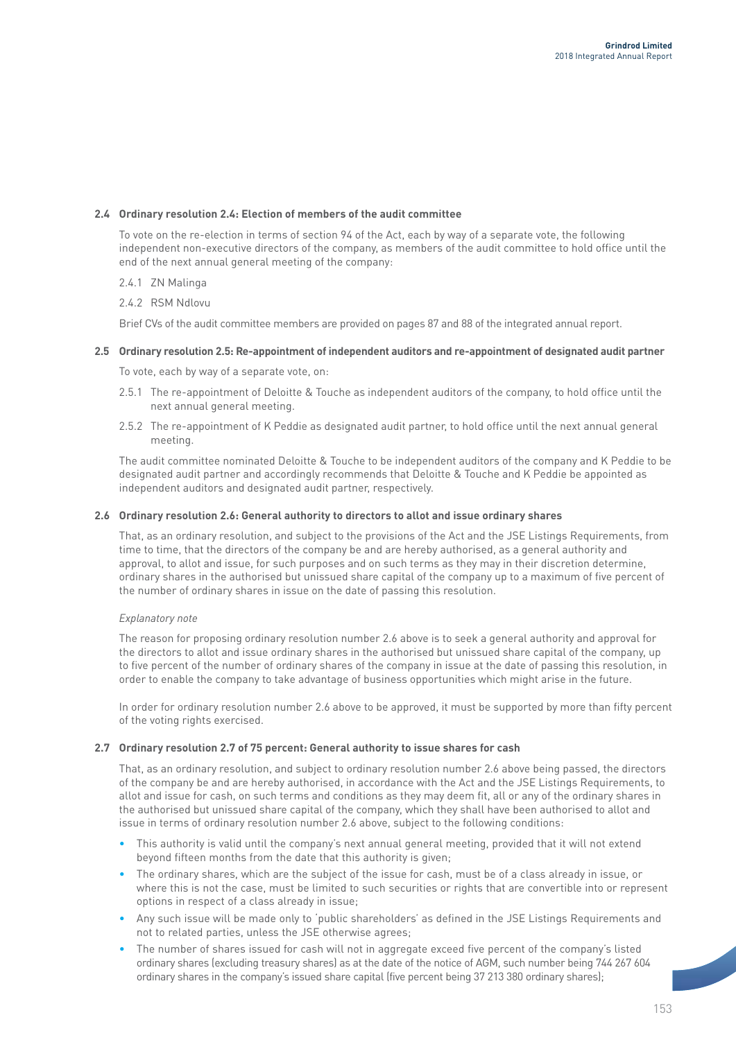### 2.4 Ordinary resolution 2.4: Election of members of the audit committee

To vote on the re-election in terms of section 94 of the Act, each by way of a separate vote, the following independent non-executive directors of the company, as members of the audit committee to hold office until the end of the next annual general meeting of the company:

2.4.1 ZN Malinga

2.4.2 RSM Ndlovu

Brief CVs of the audit committee members are provided on pages 87 and 88 of the integrated annual report.

### 2.5 Ordinary resolution 2.5: Re-appointment of independent auditors and re-appointment of designated audit partner

To vote, each by way of a separate vote, on:

2.5.1 The re-appointment of Deloitte & Touche as independent auditors of the company, to hold office until the next annual general meeting.

2.5.2 The re-appointment of K Peddie as designated audit partner, to hold office until the next annual general meeting.

The audit committee nominated Deloitte & Touche to be independent auditors of the company and K Peddie to be designated audit partner and accordingly recommends that Deloitte & Touche and K Peddie be appointed as independent auditors and designated audit partner, respectively.

### 2.6 Ordinary resolution 2.6: General authority to directors to allot and issue ordinary shares

That, as an ordinary resolution, and subject to the provisions of the Act and the JSE Listings Requirements, from time to time, that the directors of the company be and are hereby authorised, as a general authority and approval, to allot and issue, for such purposes and on such terms as they may in their discretion determine, ordinary shares in the authorised but unissued share capital of the company up to a maximum of five percent of the number of ordinary shares in issue on the date of passing this resolution.

*Explanatory note*

The reason for proposing ordinary resolution number 2.6 above is to seek a general authority and approval for the directors to allot and issue ordinary shares in the authorised but unissued share capital of the company, up to five percent of the number of ordinary shares of the company in issue at the date of passing this resolution, in order to enable the company to take advantage of business opportunities which might arise in the future.

In order for ordinary resolution number 2.6 above to be approved, it must be supported by more than fifty percent of the voting rights exercised.

### 2.7 Ordinary resolution 2.7 of 75 percent: General authority to issue shares for cash

That, as an ordinary resolution, and subject to ordinary resolution number 2.6 above being passed, the directors of the company be and are hereby authorised, in accordance with the Act and the JSE Listings Requirements, to allot and issue for cash, on such terms and conditions as they may deem fit, all or any of the ordinary shares in the authorised but unissued share capital of the company, which they shall have been authorised to allot and issue in terms of ordinary resolution number 2.6 above, subject to the following conditions:

- This authority is valid until the company's next annual general meeting, provided that it will not extend beyond fifteen months from the date that this authority is given;
- The ordinary shares, which are the subject of the issue for cash, must be of a class already in issue, or where this is not the case, must be limited to such securities or rights that are convertible into or represent options in respect of a class already in issue;
- Any such issue will be made only to 'public shareholders' as defined in the JSE Listings Requirements and not to related parties, unless the JSE otherwise agrees;
- The number of shares issued for cash will not in aggregate exceed five percent of the company's listed ordinary shares (excluding treasury shares) as at the date of the notice of AGM, such number being 744 267 604 ordinary shares in the company's issued share capital (five percent being 37 213 380 ordinary shares);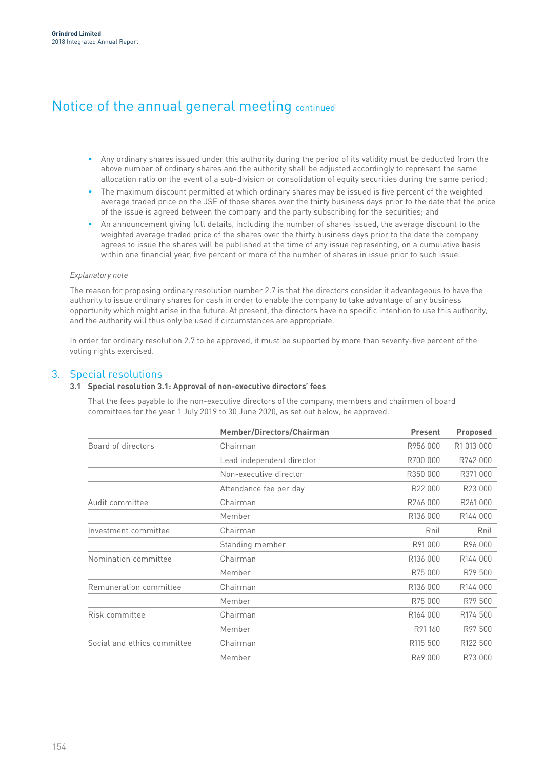## Notice of the annual general meeting continued

- Any ordinary shares issued under this authority during the period of its validity must be deducted from the above number of ordinary shares and the authority shall be adjusted accordingly to represent the same allocation ratio on the event of a sub-division or consolidation of equity securities during the same period;
- The maximum discount permitted at which ordinary shares may be issued is five percent of the weighted average traded price on the JSE of those shares over the thirty business days prior to the date that the price of the issue is agreed between the company and the party subscribing for the securities; and
- An announcement giving full details, including the number of shares issued, the average discount to the weighted average traded price of the shares over the thirty business days prior to the date the company agrees to issue the shares will be published at the time of any issue representing, on a cumulative basis within one financial year, five percent or more of the number of shares in issue prior to such issue.

*Explanatory note*

The reason for proposing ordinary resolution number 2.7 is that the directors consider it advantageous to have the authority to issue ordinary shares for cash in order to enable the company to take advantage of any business opportunity which might arise in the future. At present, the directors have no specific intention to use this authority, and the authority will thus only be used if circumstances are appropriate.

In order for ordinary resolution 2.7 to be approved, it must be supported by more than seventy-five percent of the voting rights exercised.

## 3. Special resolutions

### 3.1 Special resolution 3.1: Approval of non-executive directors' fees

That the fees payable to the non-executive directors of the company, members and chairmen of board committees for the year 1 July 2019 to 30 June 2020, as set out below, be approved.

| | Member/Directors/Chairman | Present | Proposed |
|---|---|---|---|
| Board of directors | Chairman | R956 000 | R1 013 000 |
| | Lead independent director | R700 000 | R742 000 |
| | Non-executive director | R350 000 | R371 000 |
| | Attendance fee per day | R22 000 | R23 000 |
| Audit committee | Chairman | R246 000 | R261 000 |
| | Member | R136 000 | R144 000 |
| Investment committee | Chairman | Rnil | Rnil |
| | Standing member | R91 000 | R96 000 |
| Nomination committee | Chairman | R136 000 | R144 000 |
| | Member | R75 000 | R79 500 |
| Remuneration committee | Chairman | R136 000 | R144 000 |
| | Member | R75 000 | R79 500 |
| Risk committee | Chairman | R164 000 | R174 500 |
| | Member | R91 160 | R97 500 |
| Social and ethics committee | Chairman | R115 500 | R122 500 |
| | Member | R69 000 | R73 000 |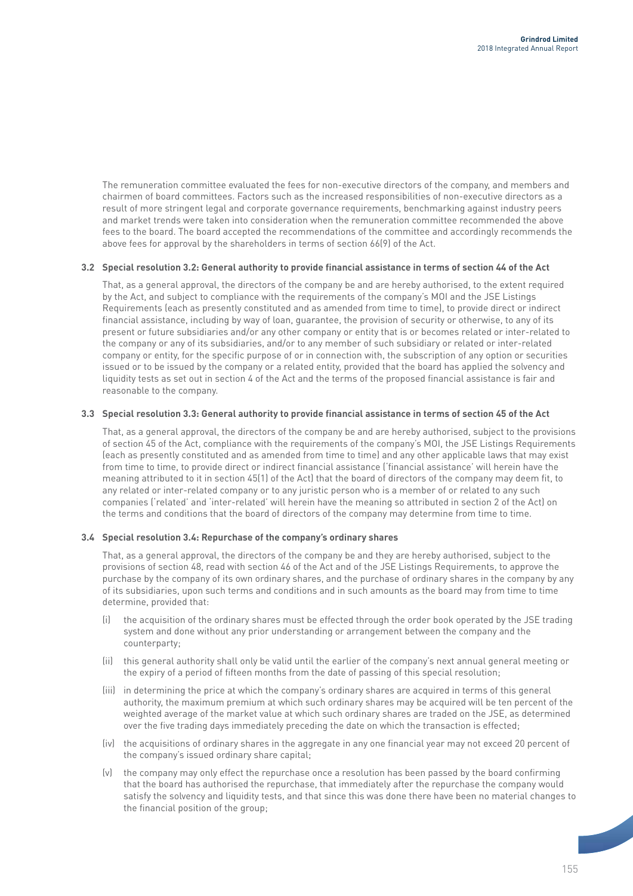The remuneration committee evaluated the fees for non-executive directors of the company, and members and chairmen of board committees. Factors such as the increased responsibilities of non-executive directors as a result of more stringent legal and corporate governance requirements, benchmarking against industry peers and market trends were taken into consideration when the remuneration committee recommended the above fees to the board. The board accepted the recommendations of the committee and accordingly recommends the above fees for approval by the shareholders in terms of section 66(9) of the Act.

### 3.2 Special resolution 3.2: General authority to provide financial assistance in terms of section 44 of the Act

That, as a general approval, the directors of the company be and are hereby authorised, to the extent required by the Act, and subject to compliance with the requirements of the company's MOI and the JSE Listings Requirements (each as presently constituted and as amended from time to time), to provide direct or indirect financial assistance, including by way of loan, guarantee, the provision of security or otherwise, to any of its present or future subsidiaries and/or any other company or entity that is or becomes related or inter-related to the company or any of its subsidiaries, and/or to any member of such subsidiary or related or inter-related company or entity, for the specific purpose of or in connection with, the subscription of any option or securities issued or to be issued by the company or a related entity, provided that the board has applied the solvency and liquidity tests as set out in section 4 of the Act and the terms of the proposed financial assistance is fair and reasonable to the company.

### 3.3 Special resolution 3.3: General authority to provide financial assistance in terms of section 45 of the Act

That, as a general approval, the directors of the company be and are hereby authorised, subject to the provisions of section 45 of the Act, compliance with the requirements of the company's MOI, the JSE Listings Requirements (each as presently constituted and as amended from time to time) and any other applicable laws that may exist from time to time, to provide direct or indirect financial assistance ('financial assistance' will herein have the meaning attributed to it in section 45(1) of the Act) that the board of directors of the company may deem fit, to any related or inter-related company or to any juristic person who is a member of or related to any such companies ('related' and 'inter-related' will herein have the meaning so attributed in section 2 of the Act) on the terms and conditions that the board of directors of the company may determine from time to time.

### 3.4 Special resolution 3.4: Repurchase of the company's ordinary shares

That, as a general approval, the directors of the company be and they are hereby authorised, subject to the provisions of section 48, read with section 46 of the Act and of the JSE Listings Requirements, to approve the purchase by the company of its own ordinary shares, and the purchase of ordinary shares in the company by any of its subsidiaries, upon such terms and conditions and in such amounts as the board may from time to time determine, provided that:

(i) the acquisition of the ordinary shares must be effected through the order book operated by the JSE trading system and done without any prior understanding or arrangement between the company and the counterparty;

(ii) this general authority shall only be valid until the earlier of the company's next annual general meeting or the expiry of a period of fifteen months from the date of passing of this special resolution;

(iii) in determining the price at which the company's ordinary shares are acquired in terms of this general authority, the maximum premium at which such ordinary shares may be acquired will be ten percent of the weighted average of the market value at which such ordinary shares are traded on the JSE, as determined over the five trading days immediately preceding the date on which the transaction is effected;

(iv) the acquisitions of ordinary shares in the aggregate in any one financial year may not exceed 20 percent of the company's issued ordinary share capital;

(v) the company may only effect the repurchase once a resolution has been passed by the board confirming that the board has authorised the repurchase, that immediately after the repurchase the company would satisfy the solvency and liquidity tests, and that since this was done there have been no material changes to the financial position of the group;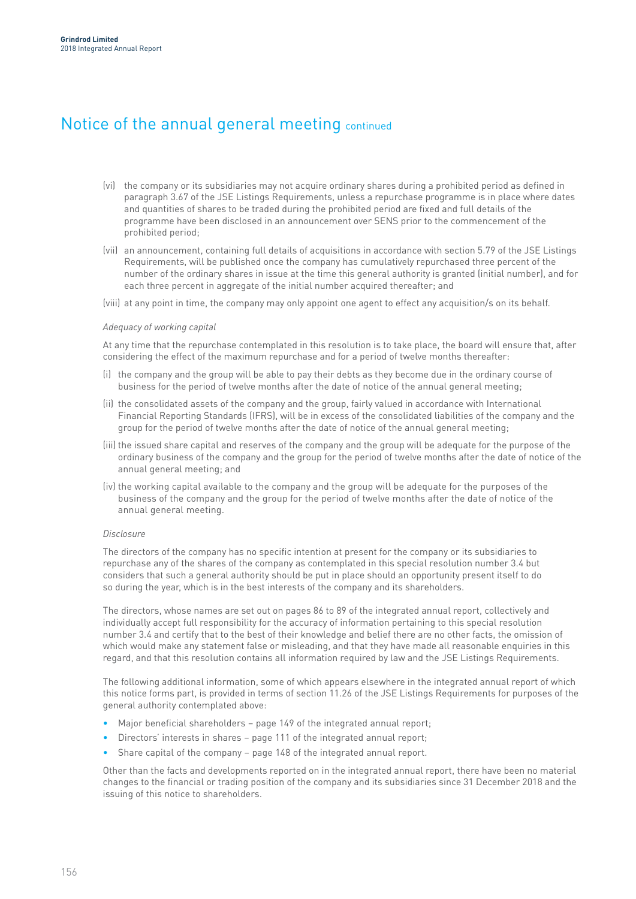# Notice of the annual general meeting continued

(vi) the company or its subsidiaries may not acquire ordinary shares during a prohibited period as defined in paragraph 3.67 of the JSE Listings Requirements, unless a repurchase programme is in place where dates and quantities of shares to be traded during the prohibited period are fixed and full details of the programme have been disclosed in an announcement over SENS prior to the commencement of the prohibited period;

(vii) an announcement, containing full details of acquisitions in accordance with section 5.79 of the JSE Listings Requirements, will be published once the company has cumulatively repurchased three percent of the number of the ordinary shares in issue at the time this general authority is granted (initial number), and for each three percent in aggregate of the initial number acquired thereafter; and

(viii) at any point in time, the company may only appoint one agent to effect any acquisition/s on its behalf.

*Adequacy of working capital*

At any time that the repurchase contemplated in this resolution is to take place, the board will ensure that, after considering the effect of the maximum repurchase and for a period of twelve months thereafter:

(i) the company and the group will be able to pay their debts as they become due in the ordinary course of business for the period of twelve months after the date of notice of the annual general meeting;

(ii) the consolidated assets of the company and the group, fairly valued in accordance with International Financial Reporting Standards (IFRS), will be in excess of the consolidated liabilities of the company and the group for the period of twelve months after the date of notice of the annual general meeting;

(iii) the issued share capital and reserves of the company and the group will be adequate for the purpose of the ordinary business of the company and the group for the period of twelve months after the date of notice of the annual general meeting; and

(iv) the working capital available to the company and the group will be adequate for the purposes of the business of the company and the group for the period of twelve months after the date of notice of the annual general meeting.

*Disclosure*

The directors of the company has no specific intention at present for the company or its subsidiaries to repurchase any of the shares of the company as contemplated in this special resolution number 3.4 but considers that such a general authority should be put in place should an opportunity present itself to do so during the year, which is in the best interests of the company and its shareholders.

The directors, whose names are set out on pages 86 to 89 of the integrated annual report, collectively and individually accept full responsibility for the accuracy of information pertaining to this special resolution number 3.4 and certify that to the best of their knowledge and belief there are no other facts, the omission of which would make any statement false or misleading, and that they have made all reasonable enquiries in this regard, and that this resolution contains all information required by law and the JSE Listings Requirements.

The following additional information, some of which appears elsewhere in the integrated annual report of which this notice forms part, is provided in terms of section 11.26 of the JSE Listings Requirements for purposes of the general authority contemplated above:

- Major beneficial shareholders – page 149 of the integrated annual report;
- Directors' interests in shares – page 111 of the integrated annual report;
- Share capital of the company – page 148 of the integrated annual report.

Other than the facts and developments reported on in the integrated annual report, there have been no material changes to the financial or trading position of the company and its subsidiaries since 31 December 2018 and the issuing of this notice to shareholders.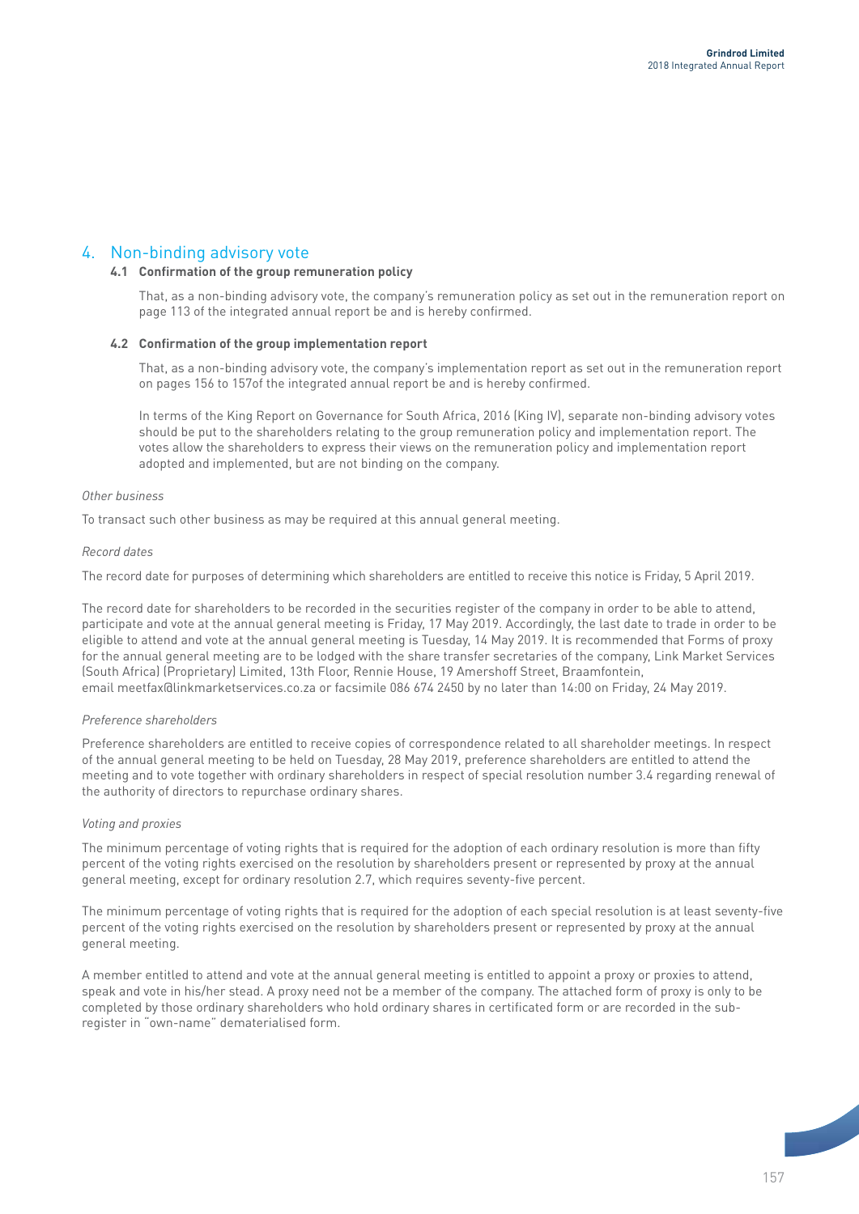## 4. Non-binding advisory vote

### 4.1 Confirmation of the group remuneration policy

That, as a non-binding advisory vote, the company's remuneration policy as set out in the remuneration report on page 113 of the integrated annual report be and is hereby confirmed.

### 4.2 Confirmation of the group implementation report

That, as a non-binding advisory vote, the company's implementation report as set out in the remuneration report on pages 156 to 157of the integrated annual report be and is hereby confirmed.

In terms of the King Report on Governance for South Africa, 2016 (King IV), separate non-binding advisory votes should be put to the shareholders relating to the group remuneration policy and implementation report. The votes allow the shareholders to express their views on the remuneration policy and implementation report adopted and implemented, but are not binding on the company.

*Other business*

To transact such other business as may be required at this annual general meeting.

*Record dates*

The record date for purposes of determining which shareholders are entitled to receive this notice is Friday, 5 April 2019.

The record date for shareholders to be recorded in the securities register of the company in order to be able to attend, participate and vote at the annual general meeting is Friday, 17 May 2019. Accordingly, the last date to trade in order to be eligible to attend and vote at the annual general meeting is Tuesday, 14 May 2019. It is recommended that Forms of proxy for the annual general meeting are to be lodged with the share transfer secretaries of the company, Link Market Services (South Africa) (Proprietary) Limited, 13th Floor, Rennie House, 19 Amershoff Street, Braamfontein, email meetfax@linkmarketservices.co.za or facsimile 086 674 2450 by no later than 14:00 on Friday, 24 May 2019.

*Preference shareholders*

Preference shareholders are entitled to receive copies of correspondence related to all shareholder meetings. In respect of the annual general meeting to be held on Tuesday, 28 May 2019, preference shareholders are entitled to attend the meeting and to vote together with ordinary shareholders in respect of special resolution number 3.4 regarding renewal of the authority of directors to repurchase ordinary shares.

*Voting and proxies*

The minimum percentage of voting rights that is required for the adoption of each ordinary resolution is more than fifty percent of the voting rights exercised on the resolution by shareholders present or represented by proxy at the annual general meeting, except for ordinary resolution 2.7, which requires seventy-five percent.

The minimum percentage of voting rights that is required for the adoption of each special resolution is at least seventy-five percent of the voting rights exercised on the resolution by shareholders present or represented by proxy at the annual general meeting.

A member entitled to attend and vote at the annual general meeting is entitled to appoint a proxy or proxies to attend, speak and vote in his/her stead. A proxy need not be a member of the company. The attached form of proxy is only to be completed by those ordinary shareholders who hold ordinary shares in certificated form or are recorded in the sub-register in "own-name" dematerialised form.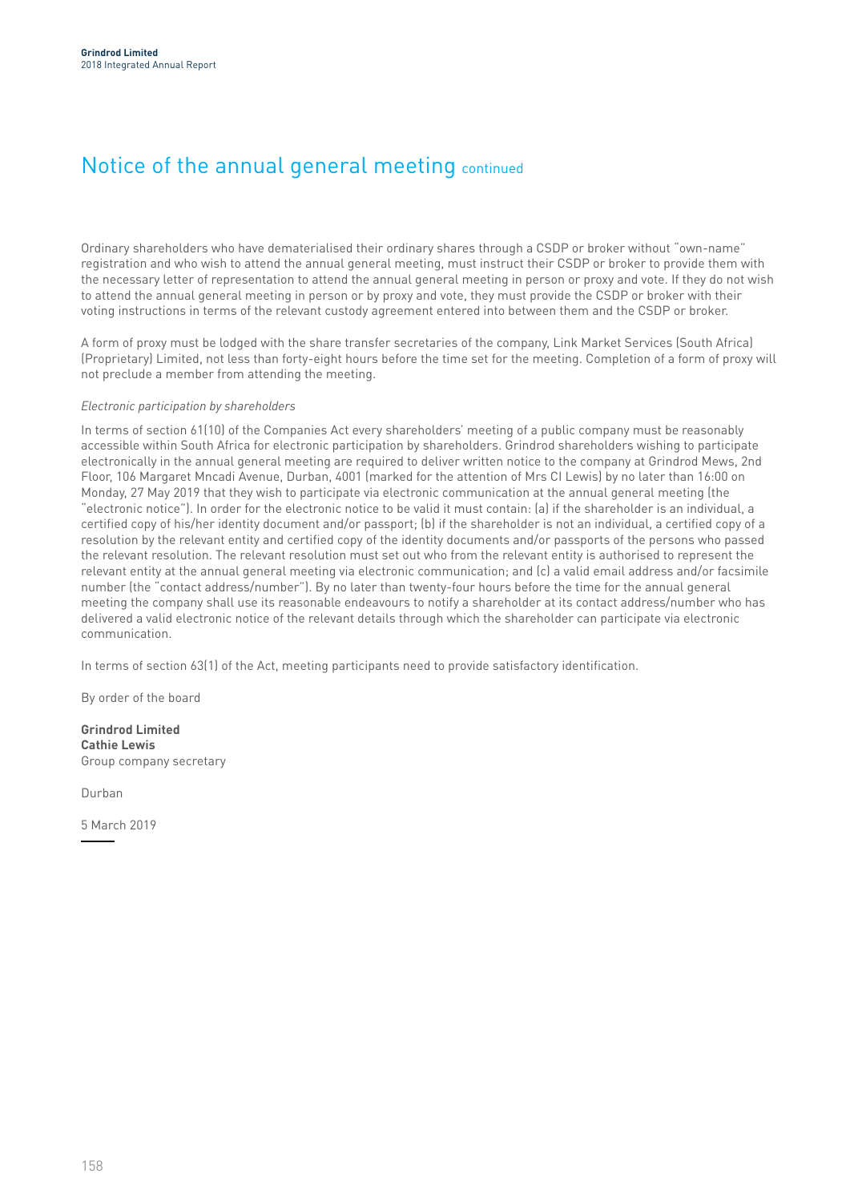# Notice of the annual general meeting continued

Ordinary shareholders who have dematerialised their ordinary shares through a CSDP or broker without "own-name" registration and who wish to attend the annual general meeting, must instruct their CSDP or broker to provide them with the necessary letter of representation to attend the annual general meeting in person or proxy and vote. If they do not wish to attend the annual general meeting in person or by proxy and vote, they must provide the CSDP or broker with their voting instructions in terms of the relevant custody agreement entered into between them and the CSDP or broker.

A form of proxy must be lodged with the share transfer secretaries of the company, Link Market Services (South Africa) (Proprietary) Limited, not less than forty-eight hours before the time set for the meeting. Completion of a form of proxy will not preclude a member from attending the meeting.

*Electronic participation by shareholders*

In terms of section 61(10) of the Companies Act every shareholders' meeting of a public company must be reasonably accessible within South Africa for electronic participation by shareholders. Grindrod shareholders wishing to participate electronically in the annual general meeting are required to deliver written notice to the company at Grindrod Mews, 2nd Floor, 106 Margaret Mncadi Avenue, Durban, 4001 (marked for the attention of Mrs CI Lewis) by no later than 16:00 on Monday, 27 May 2019 that they wish to participate via electronic communication at the annual general meeting (the "electronic notice"). In order for the electronic notice to be valid it must contain: (a) if the shareholder is an individual, a certified copy of his/her identity document and/or passport; (b) if the shareholder is not an individual, a certified copy of a resolution by the relevant entity and certified copy of the identity documents and/or passports of the persons who passed the relevant resolution. The relevant resolution must set out who from the relevant entity is authorised to represent the relevant entity at the annual general meeting via electronic communication; and (c) a valid email address and/or facsimile number (the "contact address/number"). By no later than twenty-four hours before the time for the annual general meeting the company shall use its reasonable endeavours to notify a shareholder at its contact address/number who has delivered a valid electronic notice of the relevant details through which the shareholder can participate via electronic communication.

In terms of section 63(1) of the Act, meeting participants need to provide satisfactory identification.

By order of the board

**Grindrod Limited**
**Cathie Lewis**
Group company secretary

Durban

5 March 2019